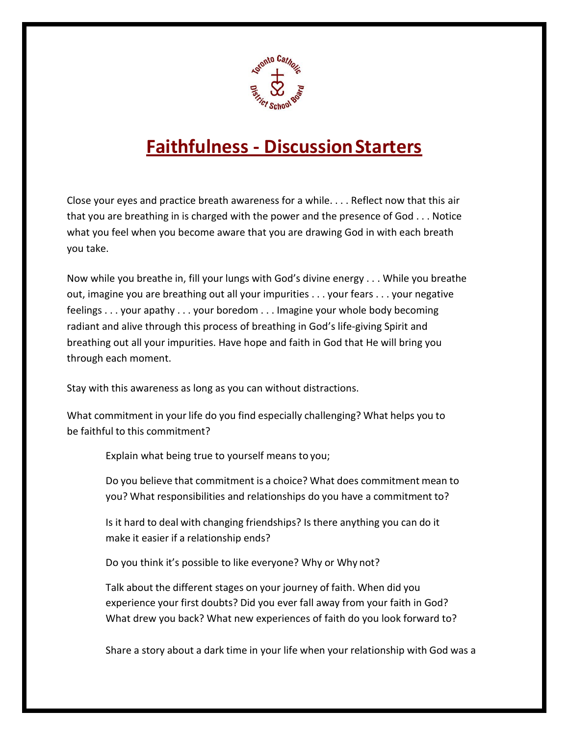# Faithfulness - Discussion Starters

Close your eyes and practice breath awareness for a while. . . . Reflect now that this air that you are breathing in is charged with the power and the presence of God . . . Notice what you feel when you become aware that you are drawing God in with each breath you take.

Now while you breathe in, fill your lungs with God's divine energy . . . While you breathe out, imagine you are breathing out all your impurities . . . your fears . . . your negative feelings . . . your apathy . . . your boredom . . . Imagine your whole body becoming radiant and alive through this process of breathing in God's life-giving Spirit and breathing out all your impurities. Have hope and faith in God that He will bring you through each moment.

Stay with this awareness as long as you can without distractions.

What commitment in your life do you find especially challenging? What helps you to be faithful to this commitment?

Explain what being true to yourself means to you;

Do you believe that commitment is a choice? What does commitment mean to you? What responsibilities and relationships do you have a commitment to?

Is it hard to deal with changing friendships? Is there anything you can do it make it easier if a relationship ends?

Do you think it's possible to like everyone? Why or Why not?

Talk about the different stages on your journey of faith. When did you experience your first doubts? Did you ever fall away from your faith in God? What drew you back? What new experiences of faith do you look forward to?

Share a story about a dark time in your life when your relationship with God was a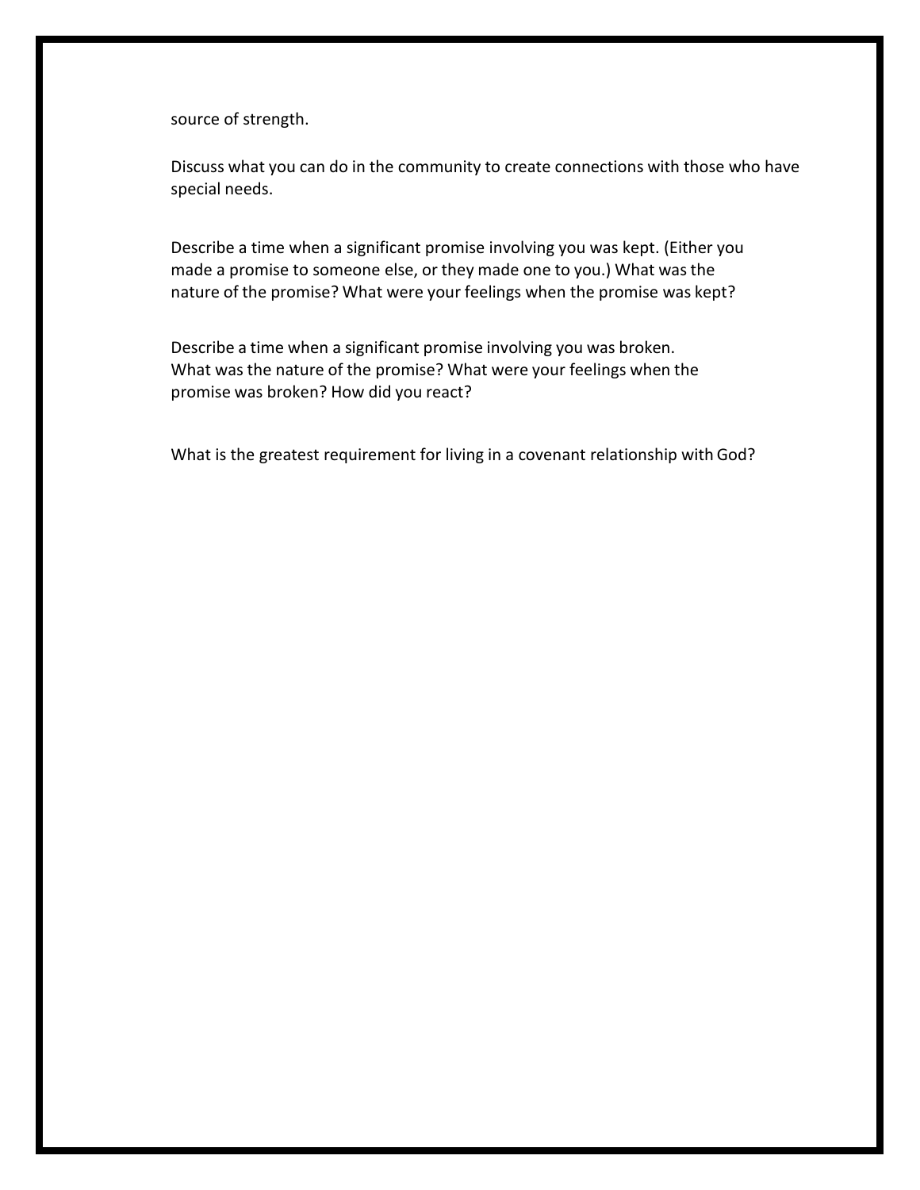source of strength.

Discuss what you can do in the community to create connections with those who have special needs.

Describe a time when a significant promise involving you was kept. (Either you made a promise to someone else, or they made one to you.) What was the nature of the promise? What were your feelings when the promise was kept?

Describe a time when a significant promise involving you was broken. What was the nature of the promise? What were your feelings when the promise was broken? How did you react?

What is the greatest requirement for living in a covenant relationship with God?